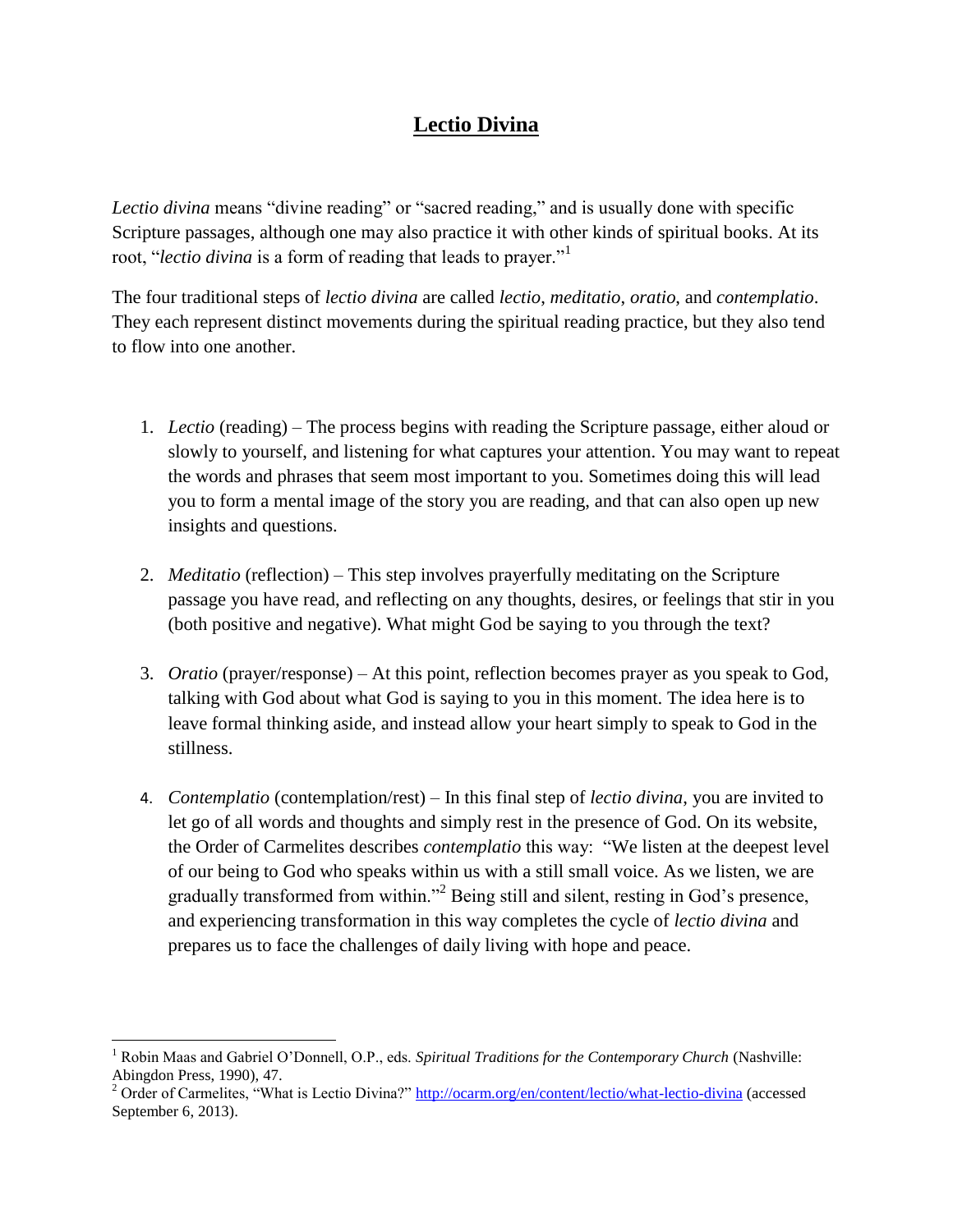# Lectio Divina

*Lectio divina* means "divine reading" or "sacred reading," and is usually done with specific Scripture passages, although one may also practice it with other kinds of spiritual books. At its root, "*lectio divina* is a form of reading that leads to prayer."[1]

The four traditional steps of *lectio divina* are called *lectio*, *meditatio*, *oratio*, and *contemplatio*. They each represent distinct movements during the spiritual reading practice, but they also tend to flow into one another.

1. *Lectio* (reading) – The process begins with reading the Scripture passage, either aloud or slowly to yourself, and listening for what captures your attention. You may want to repeat the words and phrases that seem most important to you. Sometimes doing this will lead you to form a mental image of the story you are reading, and that can also open up new insights and questions.

2. *Meditatio* (reflection) – This step involves prayerfully meditating on the Scripture passage you have read, and reflecting on any thoughts, desires, or feelings that stir in you (both positive and negative). What might God be saying to you through the text?

3. *Oratio* (prayer/response) – At this point, reflection becomes prayer as you speak to God, talking with God about what God is saying to you in this moment. The idea here is to leave formal thinking aside, and instead allow your heart simply to speak to God in the stillness.

4. *Contemplatio* (contemplation/rest) – In this final step of *lectio divina*, you are invited to let go of all words and thoughts and simply rest in the presence of God. On its website, the Order of Carmelites describes *contemplatio* this way: "We listen at the deepest level of our being to God who speaks within us with a still small voice. As we listen, we are gradually transformed from within."[2] Being still and silent, resting in God's presence, and experiencing transformation in this way completes the cycle of *lectio divina* and prepares us to face the challenges of daily living with hope and peace.

---

[1] Robin Maas and Gabriel O'Donnell, O.P., eds. *Spiritual Traditions for the Contemporary Church* (Nashville: Abingdon Press, 1990), 47.

[2] Order of Carmelites, "What is Lectio Divina?" http://ocarm.org/en/content/lectio/what-lectio-divina (accessed September 6, 2013).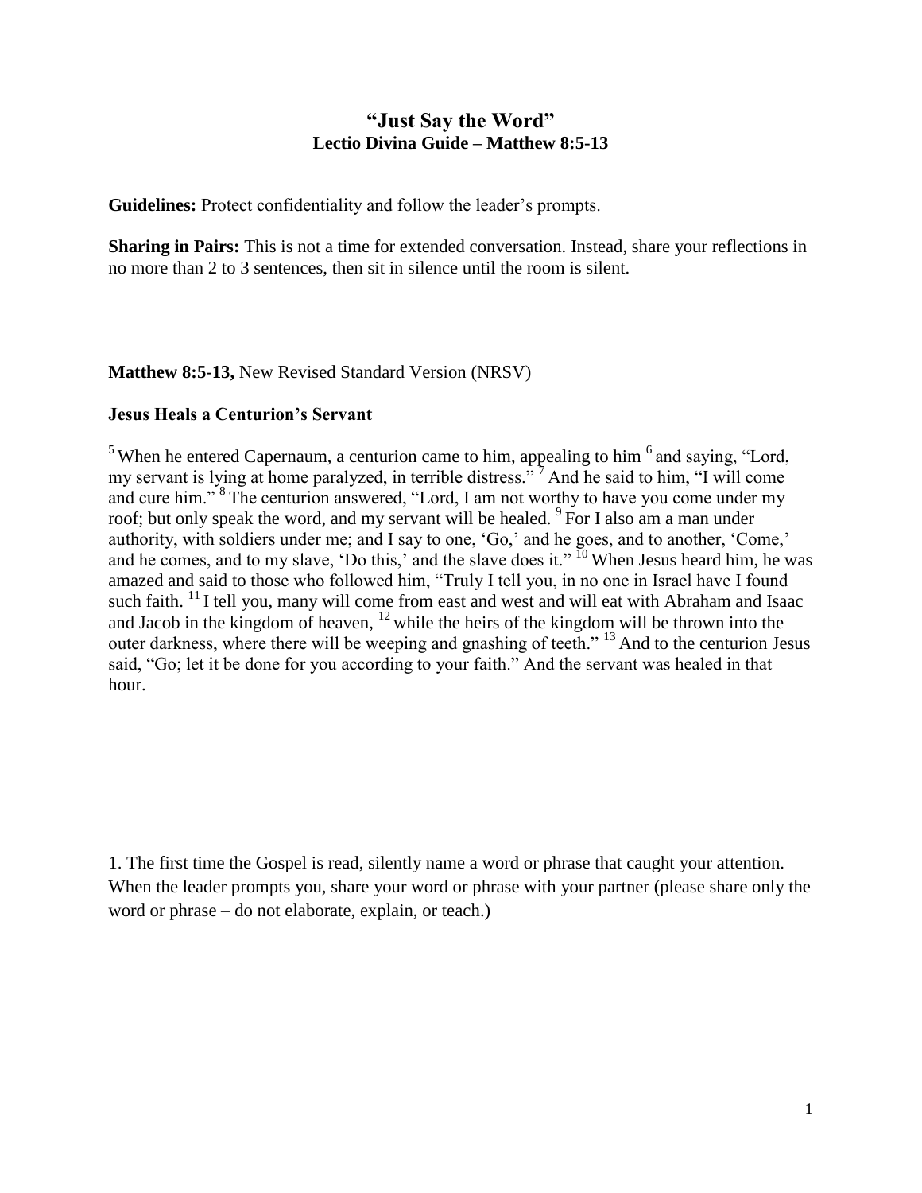# "Just Say the Word"

## Lectio Divina Guide – Matthew 8:5-13

**Guidelines:** Protect confidentiality and follow the leader's prompts.

**Sharing in Pairs:** This is not a time for extended conversation. Instead, share your reflections in no more than 2 to 3 sentences, then sit in silence until the room is silent.

**Matthew 8:5-13,** New Revised Standard Version (NRSV)

### Jesus Heals a Centurion's Servant

[5] When he entered Capernaum, a centurion came to him, appealing to him [6] and saying, "Lord, my servant is lying at home paralyzed, in terrible distress." [7] And he said to him, "I will come and cure him." [8] The centurion answered, "Lord, I am not worthy to have you come under my roof; but only speak the word, and my servant will be healed. [9] For I also am a man under authority, with soldiers under me; and I say to one, 'Go,' and he goes, and to another, 'Come,' and he comes, and to my slave, 'Do this,' and the slave does it." [10] When Jesus heard him, he was amazed and said to those who followed him, "Truly I tell you, in no one in Israel have I found such faith. [11] I tell you, many will come from east and west and will eat with Abraham and Isaac and Jacob in the kingdom of heaven, [12] while the heirs of the kingdom will be thrown into the outer darkness, where there will be weeping and gnashing of teeth." [13] And to the centurion Jesus said, "Go; let it be done for you according to your faith." And the servant was healed in that hour.

1. The first time the Gospel is read, silently name a word or phrase that caught your attention. When the leader prompts you, share your word or phrase with your partner (please share only the word or phrase – do not elaborate, explain, or teach.)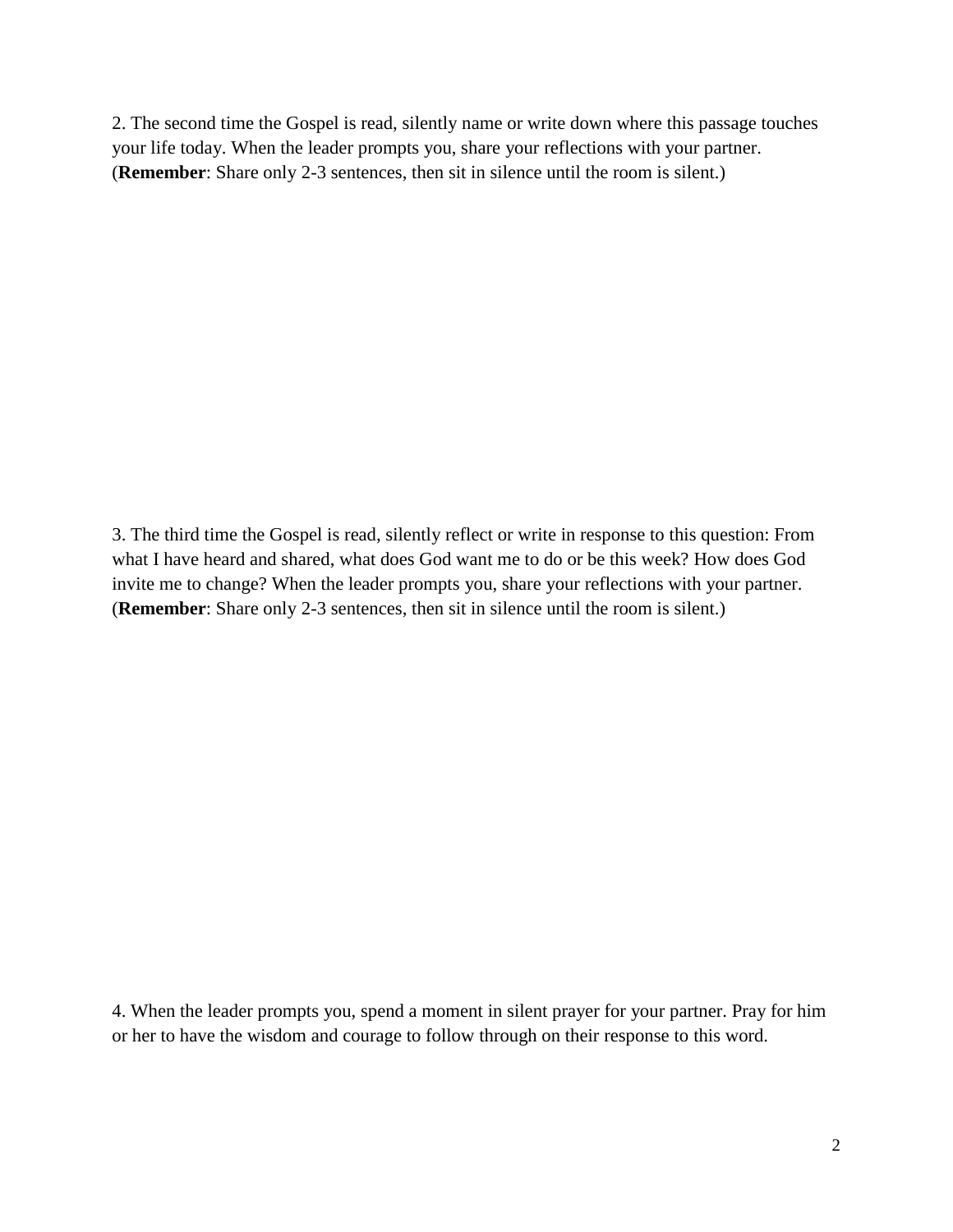2. The second time the Gospel is read, silently name or write down where this passage touches your life today. When the leader prompts you, share your reflections with your partner. (**Remember**: Share only 2-3 sentences, then sit in silence until the room is silent.)

3. The third time the Gospel is read, silently reflect or write in response to this question: From what I have heard and shared, what does God want me to do or be this week? How does God invite me to change? When the leader prompts you, share your reflections with your partner. (**Remember**: Share only 2-3 sentences, then sit in silence until the room is silent.)

4. When the leader prompts you, spend a moment in silent prayer for your partner. Pray for him or her to have the wisdom and courage to follow through on their response to this word.